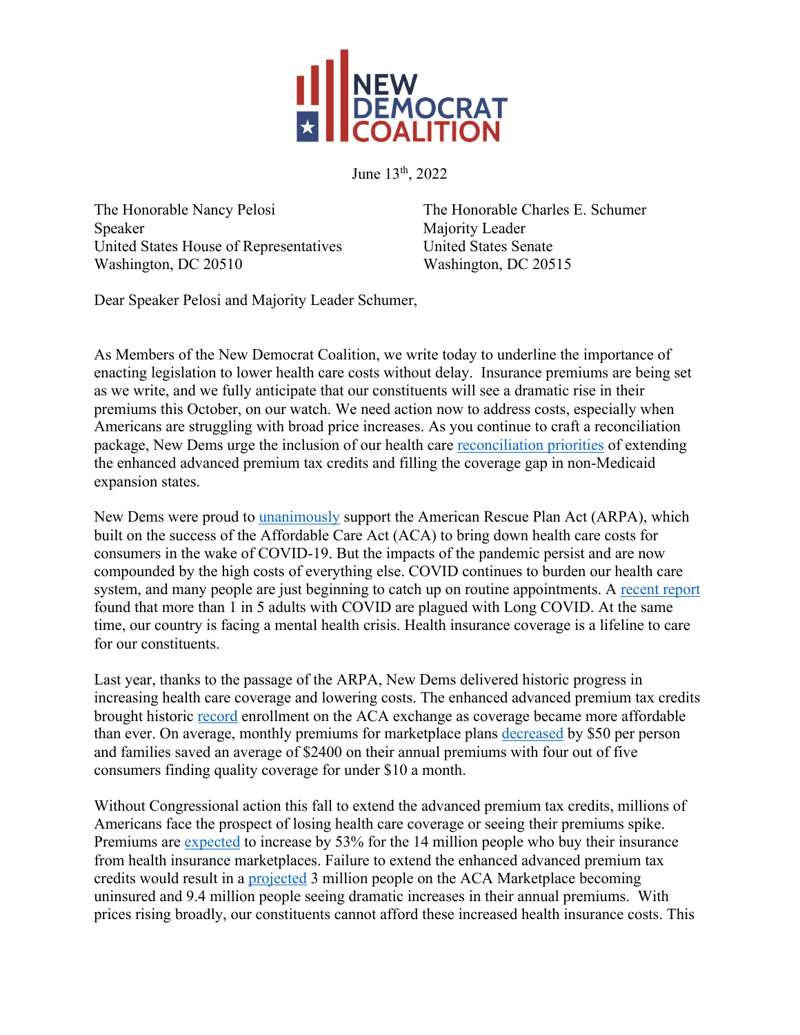NEW DEMOCRAT COALITION

June 13th, 2022

The Honorable Nancy Pelosi
Speaker
United States House of Representatives
Washington, DC 20510

The Honorable Charles E. Schumer
Majority Leader
United States Senate
Washington, DC 20515

Dear Speaker Pelosi and Majority Leader Schumer,

As Members of the New Democrat Coalition, we write today to underline the importance of enacting legislation to lower health care costs without delay. Insurance premiums are being set as we write, and we fully anticipate that our constituents will see a dramatic rise in their premiums this October, on our watch. We need action now to address costs, especially when Americans are struggling with broad price increases. As you continue to craft a reconciliation package, New Dems urge the inclusion of our health care reconciliation priorities of extending the enhanced advanced premium tax credits and filling the coverage gap in non-Medicaid expansion states.

New Dems were proud to unanimously support the American Rescue Plan Act (ARPA), which built on the success of the Affordable Care Act (ACA) to bring down health care costs for consumers in the wake of COVID-19. But the impacts of the pandemic persist and are now compounded by the high costs of everything else. COVID continues to burden our health care system, and many people are just beginning to catch up on routine appointments. A recent report found that more than 1 in 5 adults with COVID are plagued with Long COVID. At the same time, our country is facing a mental health crisis. Health insurance coverage is a lifeline to care for our constituents.

Last year, thanks to the passage of the ARPA, New Dems delivered historic progress in increasing health care coverage and lowering costs. The enhanced advanced premium tax credits brought historic record enrollment on the ACA exchange as coverage became more affordable than ever. On average, monthly premiums for marketplace plans decreased by $50 per person and families saved an average of $2400 on their annual premiums with four out of five consumers finding quality coverage for under $10 a month.

Without Congressional action this fall to extend the advanced premium tax credits, millions of Americans face the prospect of losing health care coverage or seeing their premiums spike. Premiums are expected to increase by 53% for the 14 million people who buy their insurance from health insurance marketplaces. Failure to extend the enhanced advanced premium tax credits would result in a projected 3 million people on the ACA Marketplace becoming uninsured and 9.4 million people seeing dramatic increases in their annual premiums. With prices rising broadly, our constituents cannot afford these increased health insurance costs. This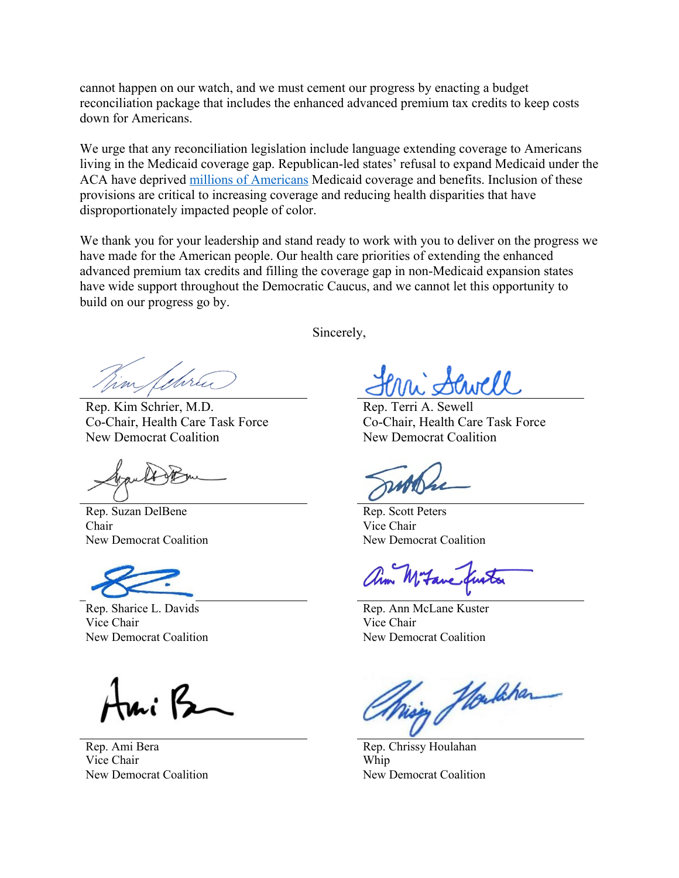cannot happen on our watch, and we must cement our progress by enacting a budget reconciliation package that includes the enhanced advanced premium tax credits to keep costs down for Americans.

We urge that any reconciliation legislation include language extending coverage to Americans living in the Medicaid coverage gap. Republican-led states' refusal to expand Medicaid under the ACA have deprived [millions of Americans]() Medicaid coverage and benefits. Inclusion of these provisions are critical to increasing coverage and reducing health disparities that have disproportionately impacted people of color.

We thank you for your leadership and stand ready to work with you to deliver on the progress we have made for the American people. Our health care priorities of extending the enhanced advanced premium tax credits and filling the coverage gap in non-Medicaid expansion states have wide support throughout the Democratic Caucus, and we cannot let this opportunity to build on our progress go by.

Sincerely,

Rep. Kim Schrier, M.D.
Co-Chair, Health Care Task Force
New Democrat Coalition

Rep. Terri A. Sewell
Co-Chair, Health Care Task Force
New Democrat Coalition

Rep. Suzan DelBene
Chair
New Democrat Coalition

Rep. Scott Peters
Vice Chair
New Democrat Coalition

Rep. Sharice L. Davids
Vice Chair
New Democrat Coalition

Rep. Ann McLane Kuster
Vice Chair
New Democrat Coalition

Rep. Ami Bera
Vice Chair
New Democrat Coalition

Rep. Chrissy Houlahan
Whip
New Democrat Coalition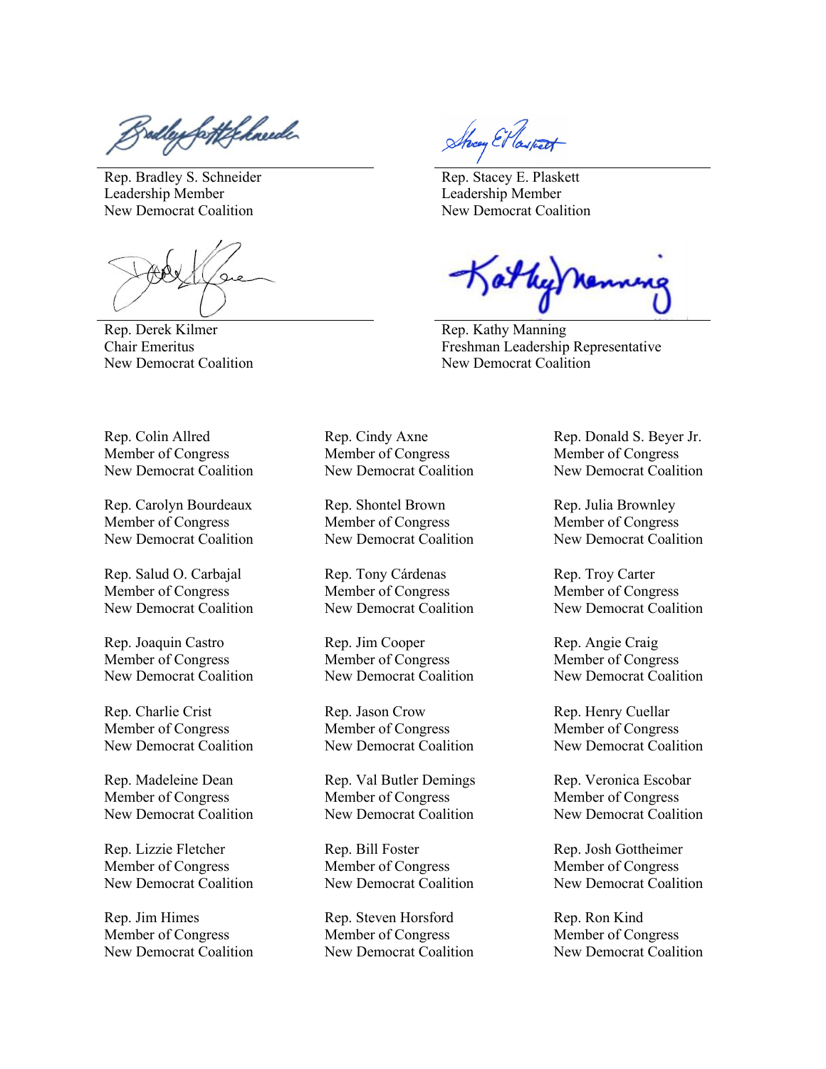Rep. Bradley S. Schneider
Leadership Member
New Democrat Coalition

Rep. Stacey E. Plaskett
Leadership Member
New Democrat Coalition

Rep. Derek Kilmer
Chair Emeritus
New Democrat Coalition

Rep. Kathy Manning
Freshman Leadership Representative
New Democrat Coalition

Rep. Colin Allred
Member of Congress
New Democrat Coalition

Rep. Cindy Axne
Member of Congress
New Democrat Coalition

Rep. Donald S. Beyer Jr.
Member of Congress
New Democrat Coalition

Rep. Carolyn Bourdeaux
Member of Congress
New Democrat Coalition

Rep. Shontel Brown
Member of Congress
New Democrat Coalition

Rep. Julia Brownley
Member of Congress
New Democrat Coalition

Rep. Salud O. Carbajal
Member of Congress
New Democrat Coalition

Rep. Tony Cárdenas
Member of Congress
New Democrat Coalition

Rep. Troy Carter
Member of Congress
New Democrat Coalition

Rep. Joaquin Castro
Member of Congress
New Democrat Coalition

Rep. Jim Cooper
Member of Congress
New Democrat Coalition

Rep. Angie Craig
Member of Congress
New Democrat Coalition

Rep. Charlie Crist
Member of Congress
New Democrat Coalition

Rep. Jason Crow
Member of Congress
New Democrat Coalition

Rep. Henry Cuellar
Member of Congress
New Democrat Coalition

Rep. Madeleine Dean
Member of Congress
New Democrat Coalition

Rep. Val Butler Demings
Member of Congress
New Democrat Coalition

Rep. Veronica Escobar
Member of Congress
New Democrat Coalition

Rep. Lizzie Fletcher
Member of Congress
New Democrat Coalition

Rep. Bill Foster
Member of Congress
New Democrat Coalition

Rep. Josh Gottheimer
Member of Congress
New Democrat Coalition

Rep. Jim Himes
Member of Congress
New Democrat Coalition

Rep. Steven Horsford
Member of Congress
New Democrat Coalition

Rep. Ron Kind
Member of Congress
New Democrat Coalition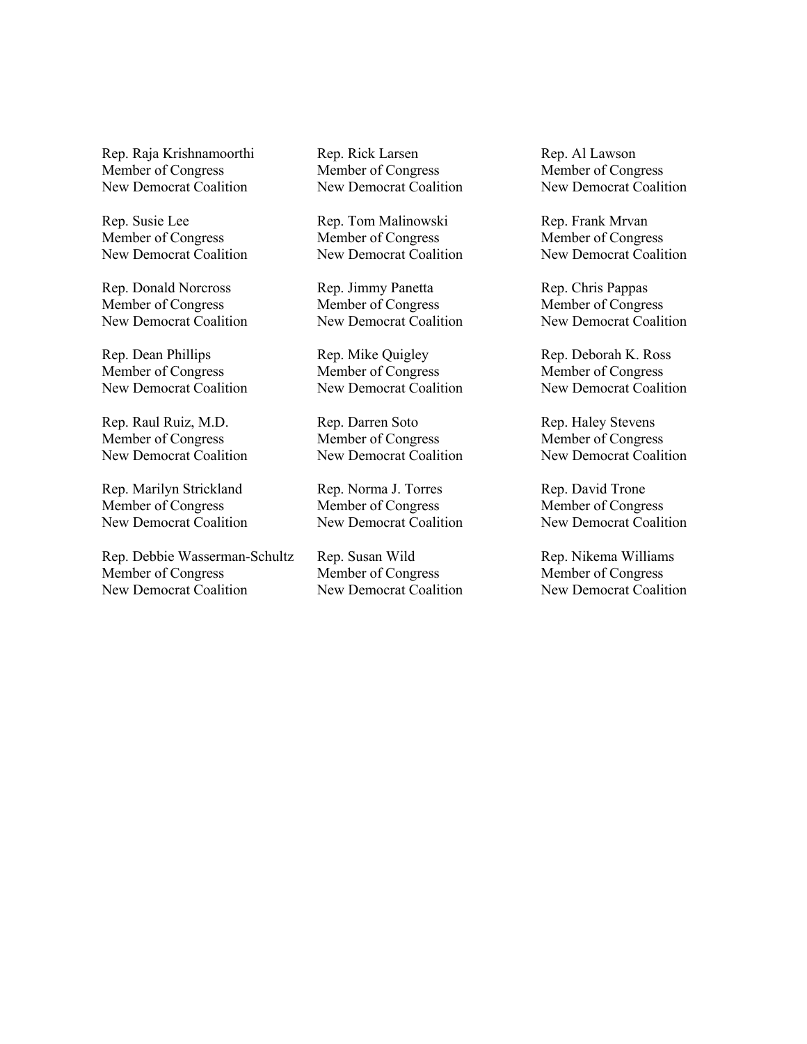Rep. Raja Krishnamoorthi
Member of Congress
New Democrat Coalition

Rep. Rick Larsen
Member of Congress
New Democrat Coalition

Rep. Al Lawson
Member of Congress
New Democrat Coalition

Rep. Susie Lee
Member of Congress
New Democrat Coalition

Rep. Tom Malinowski
Member of Congress
New Democrat Coalition

Rep. Frank Mrvan
Member of Congress
New Democrat Coalition

Rep. Donald Norcross
Member of Congress
New Democrat Coalition

Rep. Jimmy Panetta
Member of Congress
New Democrat Coalition

Rep. Chris Pappas
Member of Congress
New Democrat Coalition

Rep. Dean Phillips
Member of Congress
New Democrat Coalition

Rep. Mike Quigley
Member of Congress
New Democrat Coalition

Rep. Deborah K. Ross
Member of Congress
New Democrat Coalition

Rep. Raul Ruiz, M.D.
Member of Congress
New Democrat Coalition

Rep. Darren Soto
Member of Congress
New Democrat Coalition

Rep. Haley Stevens
Member of Congress
New Democrat Coalition

Rep. Marilyn Strickland
Member of Congress
New Democrat Coalition

Rep. Norma J. Torres
Member of Congress
New Democrat Coalition

Rep. David Trone
Member of Congress
New Democrat Coalition

Rep. Debbie Wasserman-Schultz
Member of Congress
New Democrat Coalition

Rep. Susan Wild
Member of Congress
New Democrat Coalition

Rep. Nikema Williams
Member of Congress
New Democrat Coalition